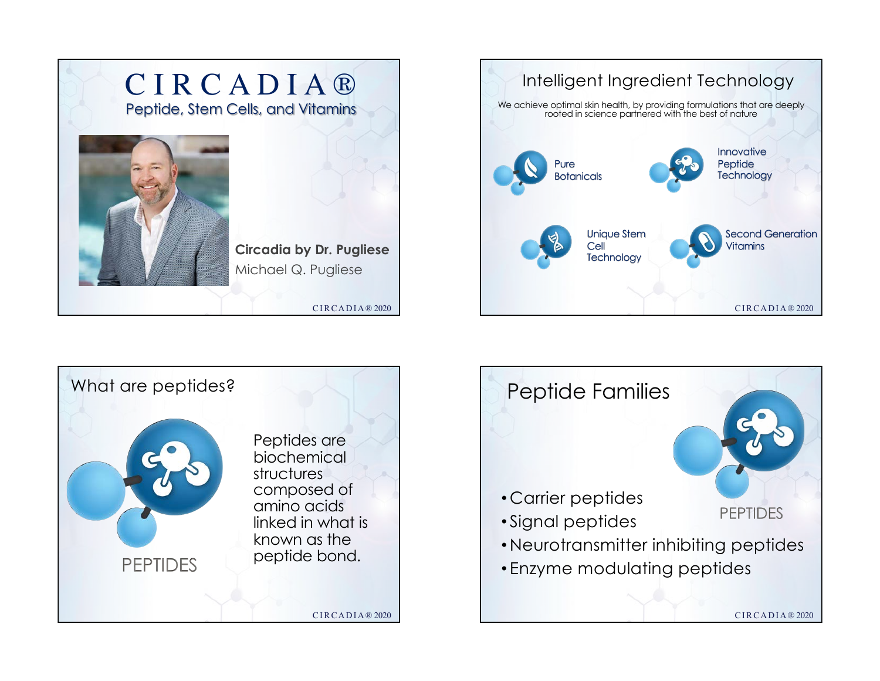# CIRCADIA®

Peptide, Stem Cells, and Vitamins

**Circadia by Dr. Pugliese**

Michael Q. Pugliese

## Intelligent Ingredient Technology

We achieve optimal skin health, by providing formulations that are deeply rooted in science partnered with the best of nature

- Pure Botanicals
- Innovative Peptide Technology
- Unique Stem Cell Technology
- Second Generation Vitamins

## What are peptides?

PEPTIDES

Peptides are biochemical structures composed of amino acids linked in what is known as the peptide bond.

## Peptide Families

PEPTIDES

- Carrier peptides
- Signal peptides
- Neurotransmitter inhibiting peptides
- Enzyme modulating peptides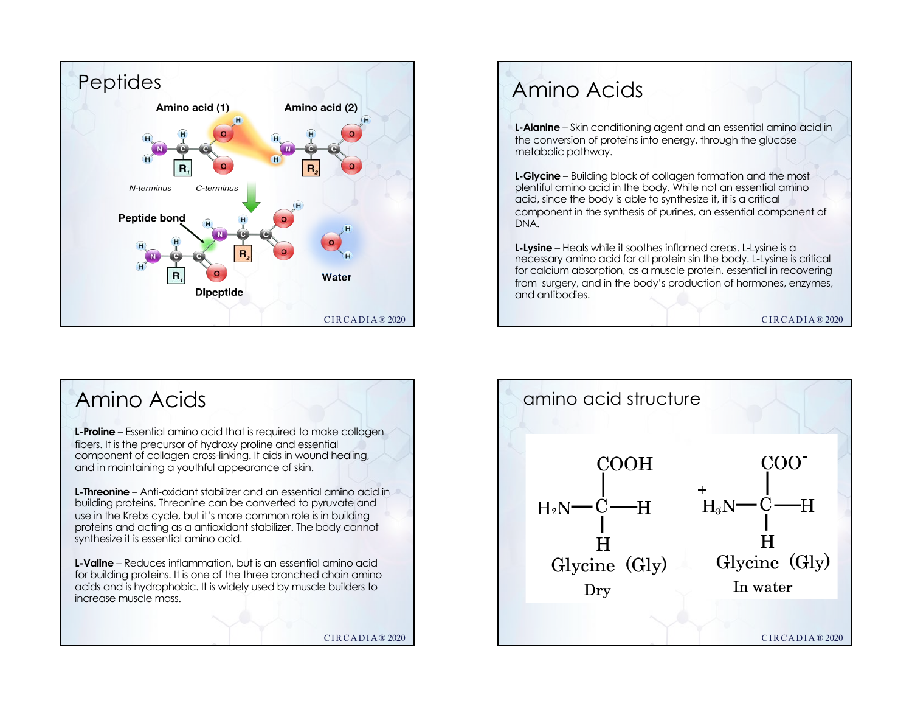# Peptides

Amino acid (1) Amino acid (2)

N-terminus C-terminus

Peptide bond

Dipeptide

Water

# Amino Acids

**L-Alanine** – Skin conditioning agent and an essential amino acid in the conversion of proteins into energy, through the glucose metabolic pathway.

**L-Glycine** – Building block of collagen formation and the most plentiful amino acid in the body. While not an essential amino acid, since the body is able to synthesize it, it is a critical component in the synthesis of purines, an essential component of DNA.

**L-Lysine** – Heals while it soothes inflamed areas. L-Lysine is a necessary amino acid for all protein sin the body. L-Lysine is critical for calcium absorption, as a muscle protein, essential in recovering from surgery, and in the body's production of hormones, enzymes, and antibodies.

# Amino Acids

**L-Proline** – Essential amino acid that is required to make collagen fibers. It is the precursor of hydroxy proline and essential component of collagen cross-linking. It aids in wound healing, and in maintaining a youthful appearance of skin.

**L-Threonine** – Anti-oxidant stabilizer and an essential amino acid in building proteins. Threonine can be converted to pyruvate and use in the Krebs cycle, but it's more common role is in building proteins and acting as a antioxidant stabilizer. The body cannot synthesize it is essential amino acid.

**L-Valine** – Reduces inflammation, but is an essential amino acid for building proteins. It is one of the three branched chain amino acids and is hydrophobic. It is widely used by muscle builders to increase muscle mass.

# amino acid structure

Glycine (Gly) Dry: $H_2N-CH_2-COOH$

Glycine (Gly) In water: $H_3N^+-CH_2-COO^-$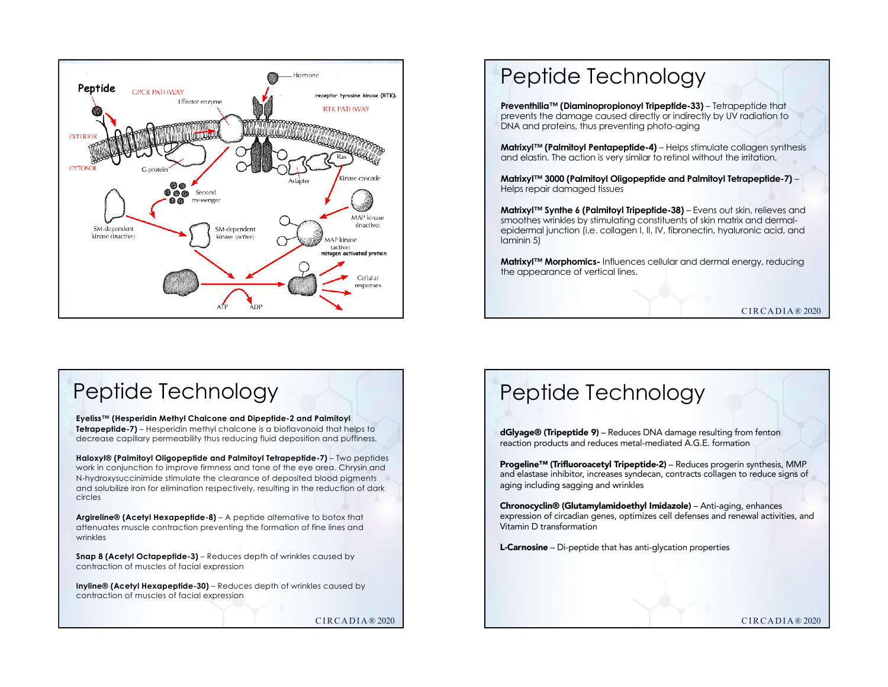Peptide

GPCR PATHWAY

Hormone

receptor tyrosine kinase (RTK)

Effector enzyme

RTK PATHWAY

EXTERIOR

CYTOSOL

G protein

Ras

Adapter

Kinase cascade

Second messenger

SM-dependent kinase (inactive)

SM-dependent kinase (active)

MAP kinase (inactive)

MAP kinase (active) mitogen activated protein

Cellular responses

ATP

ADP

# Peptide Technology

**Preventhilia™ (Diaminopropionoyl Tripeptide-33)** – Tetrapeptide that prevents the damage caused directly or indirectly by UV radiation to DNA and proteins, thus preventing photo-aging

**Matrixyl™ (Palmitoyl Pentapeptide-4)** – Helps stimulate collagen synthesis and elastin. The action is very similar to retinol without the irritation.

**Matrixyl™ 3000 (Palmitoyl Oligopeptide and Palmitoyl Tetrapeptide-7)** – Helps repair damaged tissues

**Matrixyl™ Synthe 6 (Palmitoyl Tripeptide-38)** – Evens out skin, relieves and smoothes wrinkles by stimulating constituents of skin matrix and dermal-epidermal junction (i.e. collagen I, II, IV, fibronectin, hyaluronic acid, and laminin 5)

**Matrixyl™ Morphomics-** Influences cellular and dermal energy, reducing the appearance of vertical lines.

CIRCADIA® 2020

# Peptide Technology

**Eyeliss™ (Hesperidin Methyl Chalcone and Dipeptide-2 and Palmitoyl Tetrapeptide-7)** – Hesperidin methyl chalcone is a bioflavonoid that helps to decrease capillary permeability thus reducing fluid deposition and puffiness.

**Haloxyl® (Palmitoyl Oligopeptide and Palmitoyl Tetrapeptide-7)** – Two peptides work in conjunction to improve firmness and tone of the eye area. Chrysin and N-hydroxysuccinimide stimulate the clearance of deposited blood pigments and solubilize iron for elimination respectively, resulting in the reduction of dark circles

**Argireline® (Acetyl Hexapeptide-8)** – A peptide alternative to botox that attenuates muscle contraction preventing the formation of fine lines and wrinkles

**Snap 8 (Acetyl Octapeptide-3)** – Reduces depth of wrinkles caused by contraction of muscles of facial expression

**Inyline® (Acetyl Hexapeptide-30)** – Reduces depth of wrinkles caused by contraction of muscles of facial expression

CIRCADIA® 2020

# Peptide Technology

**dGlyage® (Tripeptide 9)** – Reduces DNA damage resulting from fenton reaction products and reduces metal-mediated A.G.E. formation

**Progeline™ (Trifluoroacetyl Tripeptide-2)** – Reduces progerin synthesis, MMP and elastase inhibitor, increases syndecan, contracts collagen to reduce signs of aging including sagging and wrinkles

**Chronocyclin® (Glutamylamidoethyl Imidazole)** – Anti-aging, enhances expression of circadian genes, optimizes cell defenses and renewal activities, and Vitamin D transformation

**L-Carnosine** – Di-peptide that has anti-glycation properties

CIRCADIA® 2020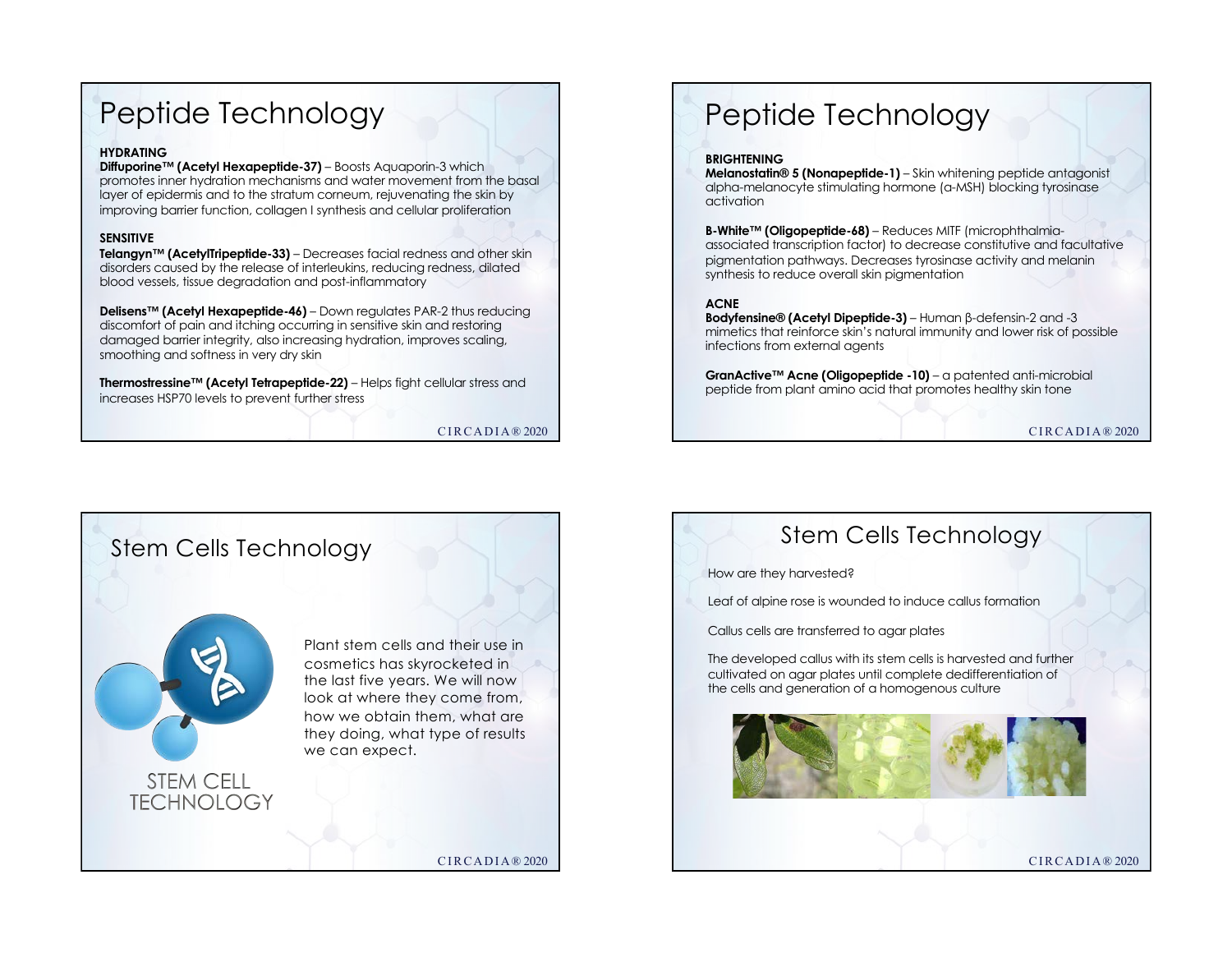# Peptide Technology

**HYDRATING**

**Diffuporine™ (Acetyl Hexapeptide-37)** – Boosts Aquaporin-3 which promotes inner hydration mechanisms and water movement from the basal layer of epidermis and to the stratum corneum, rejuvenating the skin by improving barrier function, collagen I synthesis and cellular proliferation

**SENSITIVE**

**Telangyn™ (AcetylTripeptide-33)** – Decreases facial redness and other skin disorders caused by the release of interleukins, reducing redness, dilated blood vessels, tissue degradation and post-inflammatory

**Delisens™ (Acetyl Hexapeptide-46)** – Down regulates PAR-2 thus reducing discomfort of pain and itching occurring in sensitive skin and restoring damaged barrier integrity, also increasing hydration, improves scaling, smoothing and softness in very dry skin

**Thermostressine™ (Acetyl Tetrapeptide-22)** – Helps fight cellular stress and increases HSP70 levels to prevent further stress

# Peptide Technology

**BRIGHTENING**

**Melanostatin® 5 (Nonapeptide-1)** – Skin whitening peptide antagonist alpha-melanocyte stimulating hormone (a-MSH) blocking tyrosinase activation

**B-White™ (Oligopeptide-68)** – Reduces MITF (microphthalmia-associated transcription factor) to decrease constitutive and facultative pigmentation pathways. Decreases tyrosinase activity and melanin synthesis to reduce overall skin pigmentation

**ACNE**

**Bodyfensine® (Acetyl Dipeptide-3)** – Human β-defensin-2 and -3 mimetics that reinforce skin's natural immunity and lower risk of possible infections from external agents

**GranActive™ Acne (Oligopeptide -10)** – a patented anti-microbial peptide from plant amino acid that promotes healthy skin tone

# Stem Cells Technology

STEM CELL TECHNOLOGY

Plant stem cells and their use in cosmetics has skyrocketed in the last five years. We will now look at where they come from, how we obtain them, what are they doing, what type of results we can expect.

# Stem Cells Technology

How are they harvested?

Leaf of alpine rose is wounded to induce callus formation

Callus cells are transferred to agar plates

The developed callus with its stem cells is harvested and further cultivated on agar plates until complete dedifferentiation of the cells and generation of a homogenous culture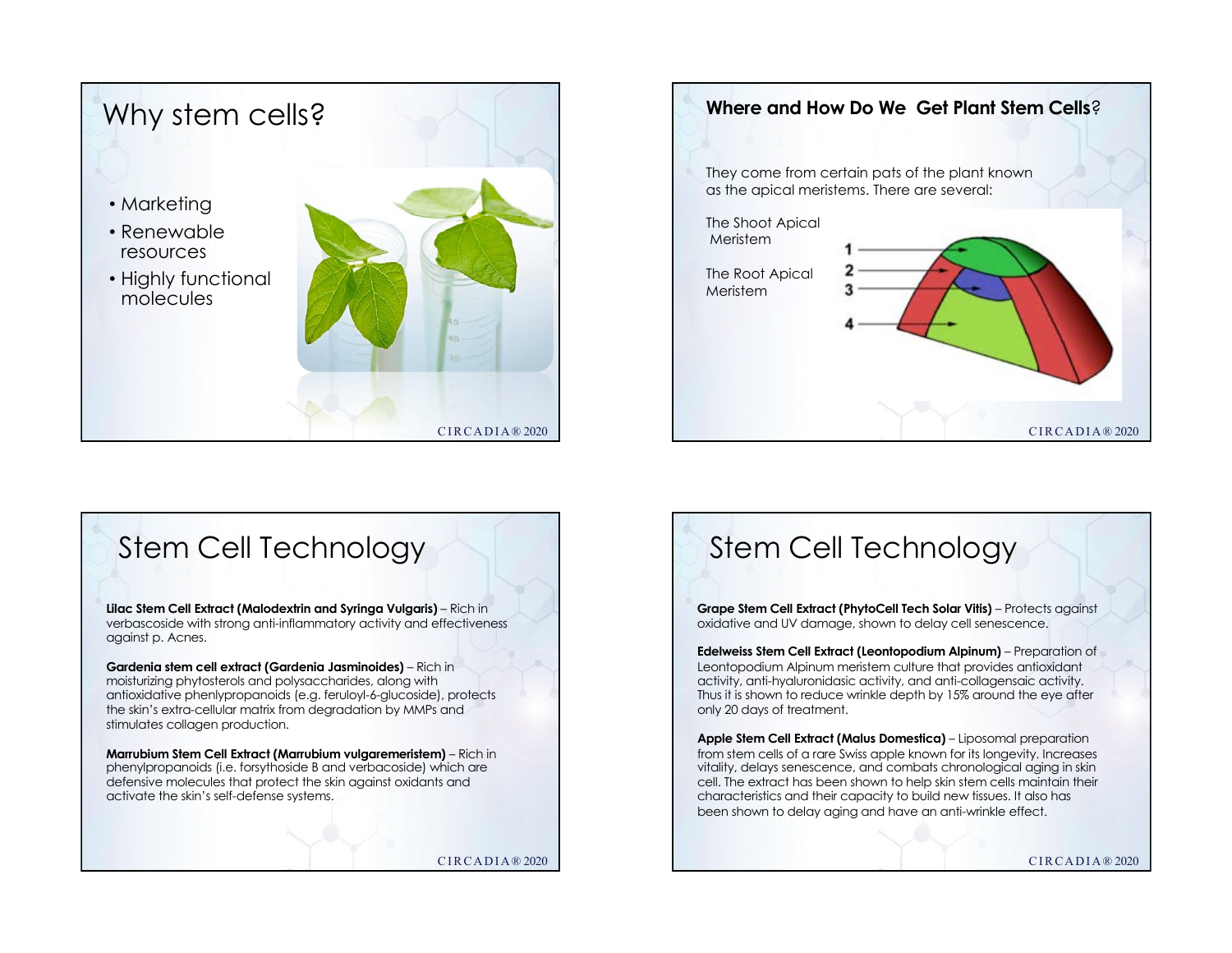# Why stem cells?

- Marketing
- Renewable resources
- Highly functional molecules

## Where and How Do We Get Plant Stem Cells?

They come from certain pats of the plant known as the apical meristems. There are several:

The Shoot Apical Meristem

The Root Apical Meristem

1
2
3
4

# Stem Cell Technology

**Lilac Stem Cell Extract (Malodextrin and Syringa Vulgaris)** – Rich in verbascoside with strong anti-inflammatory activity and effectiveness against p. Acnes.

**Gardenia stem cell extract (Gardenia Jasminoides)** – Rich in moisturizing phytosterols and polysaccharides, along with antioxidative phenylpropanoids (e.g. feruloyl-6-glucoside), protects the skin's extra-cellular matrix from degradation by MMPs and stimulates collagen production.

**Marrubium Stem Cell Extract (Marrubium vulgaremeristem)** – Rich in phenylpropanoids (i.e. forsythoside B and verbacoside) which are defensive molecules that protect the skin against oxidants and activate the skin's self-defense systems.

# Stem Cell Technology

**Grape Stem Cell Extract (PhytoCell Tech Solar Vitis)** – Protects against oxidative and UV damage, shown to delay cell senescence.

**Edelweiss Stem Cell Extract (Leontopodium Alpinum)** – Preparation of Leontopodium Alpinum meristem culture that provides antioxidant activity, anti-hyaluronidasic activity, and anti-collagensaic activity. Thus it is shown to reduce wrinkle depth by 15% around the eye after only 20 days of treatment.

**Apple Stem Cell Extract (Malus Domestica)** – Liposomal preparation from stem cells of a rare Swiss apple known for its longevity. Increases vitality, delays senescence, and combats chronological aging in skin cell. The extract has been shown to help skin stem cells maintain their characteristics and their capacity to build new tissues. It also has been shown to delay aging and have an anti-wrinkle effect.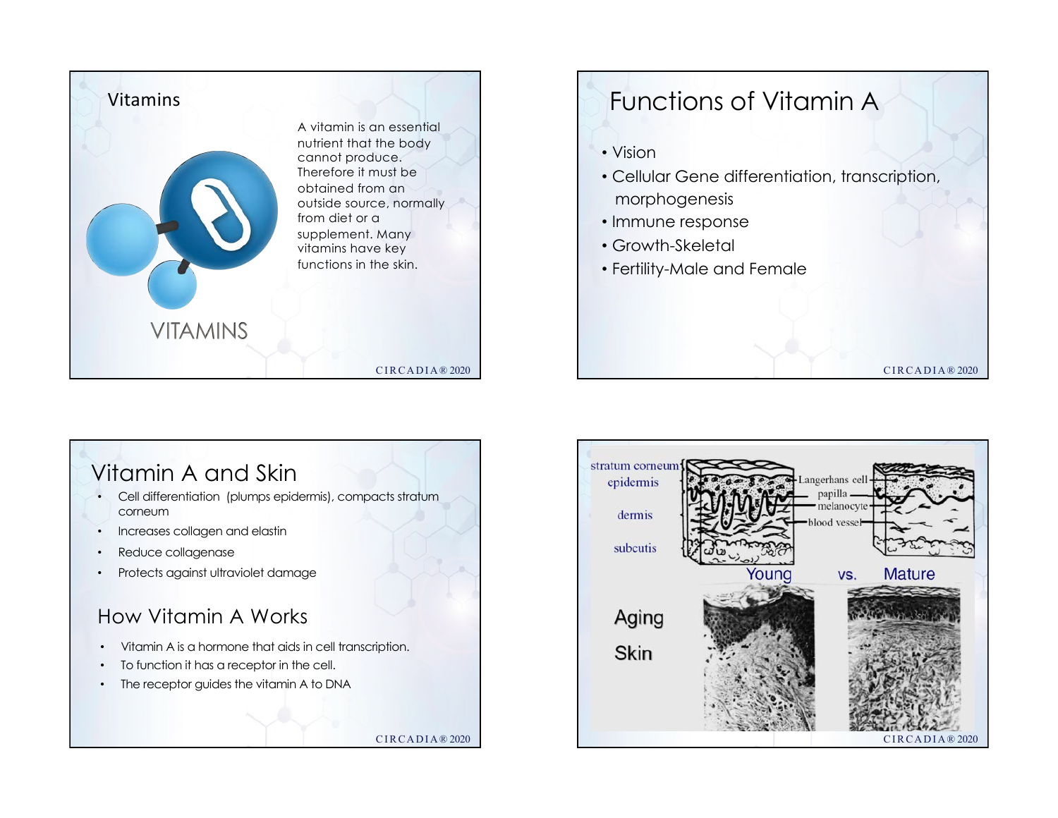## Vitamins

A vitamin is an essential nutrient that the body cannot produce. Therefore it must be obtained from an outside source, normally from diet or a supplement. Many vitamins have key functions in the skin.

VITAMINS

## Functions of Vitamin A

- Vision
- Cellular Gene differentiation, transcription, morphogenesis
- Immune response
- Growth-Skeletal
- Fertility-Male and Female

## Vitamin A and Skin

- Cell differentiation (plumps epidermis), compacts stratum corneum
- Increases collagen and elastin
- Reduce collagenase
- Protects against ultraviolet damage

## How Vitamin A Works

- Vitamin A is a hormone that aids in cell transcription.
- To function it has a receptor in the cell.
- The receptor guides the vitamin A to DNA

stratum corneum, epidermis, dermis, subcutis, Langerhans cell, papilla, melanocyte, blood vessel

Young vs. Mature

Aging Skin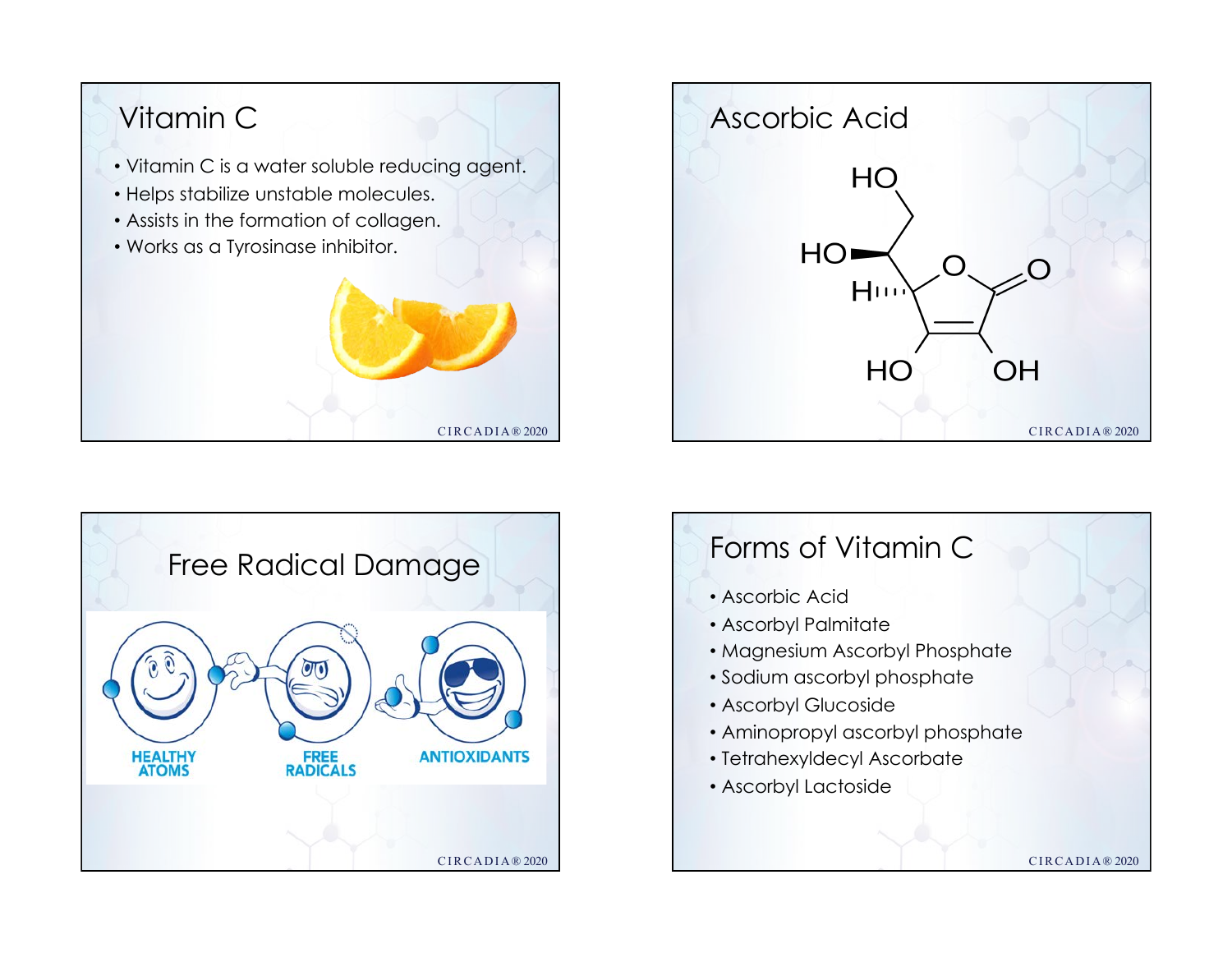## Vitamin C

- Vitamin C is a water soluble reducing agent.
- Helps stabilize unstable molecules.
- Assists in the formation of collagen.
- Works as a Tyrosinase inhibitor.

## Ascorbic Acid

HO

HO

H

O

O

HO

OH

## Free Radical Damage

HEALTHY ATOMS

FREE RADICALS

ANTIOXIDANTS

## Forms of Vitamin C

- Ascorbic Acid
- Ascorbyl Palmitate
- Magnesium Ascorbyl Phosphate
- Sodium ascorbyl phosphate
- Ascorbyl Glucoside
- Aminopropyl ascorbyl phosphate
- Tetrahexyldecyl Ascorbate
- Ascorbyl Lactoside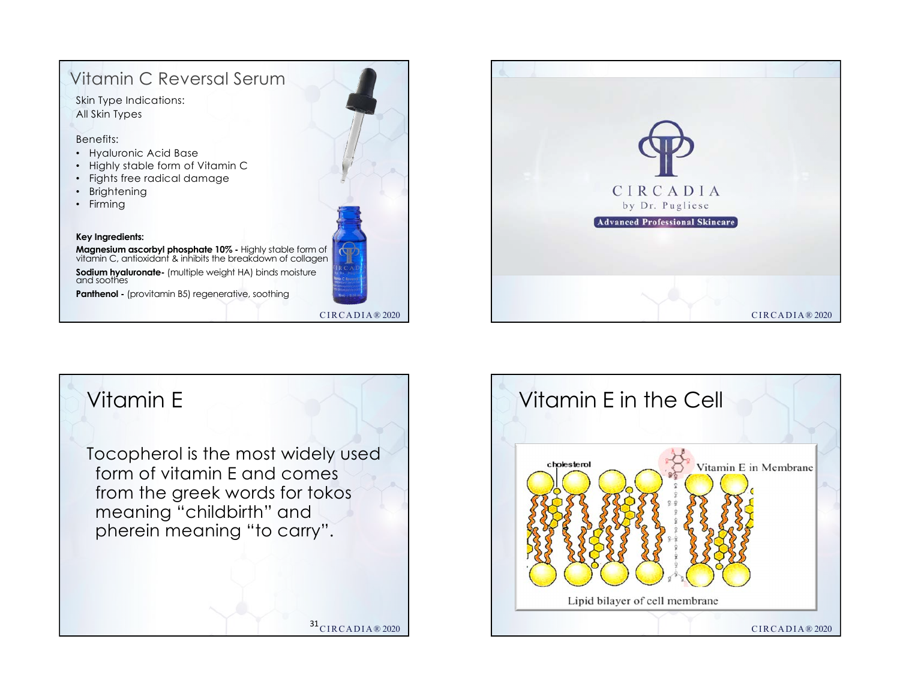## Vitamin C Reversal Serum

Skin Type Indications:
All Skin Types

Benefits:

- Hyaluronic Acid Base
- Highly stable form of Vitamin C
- Fights free radical damage
- Brightening
- Firming

**Key Ingredients:**

**Magnesium ascorbyl phosphate 10% -** Highly stable form of vitamin C, antioxidant & inhibits the breakdown of collagen

**Sodium hyaluronate-** (multiple weight HA) binds moisture and soothes

**Panthenol -** (provitamin B5) regenerative, soothing

CIRCADIA
by Dr. Pugliese
Advanced Professional Skincare

## Vitamin E

Tocopherol is the most widely used form of vitamin E and comes from the greek words for tokos meaning "childbirth" and pherein meaning "to carry".

## Vitamin E in the Cell

cholesterol

Vitamin E in Membrane

Lipid bilayer of cell membrane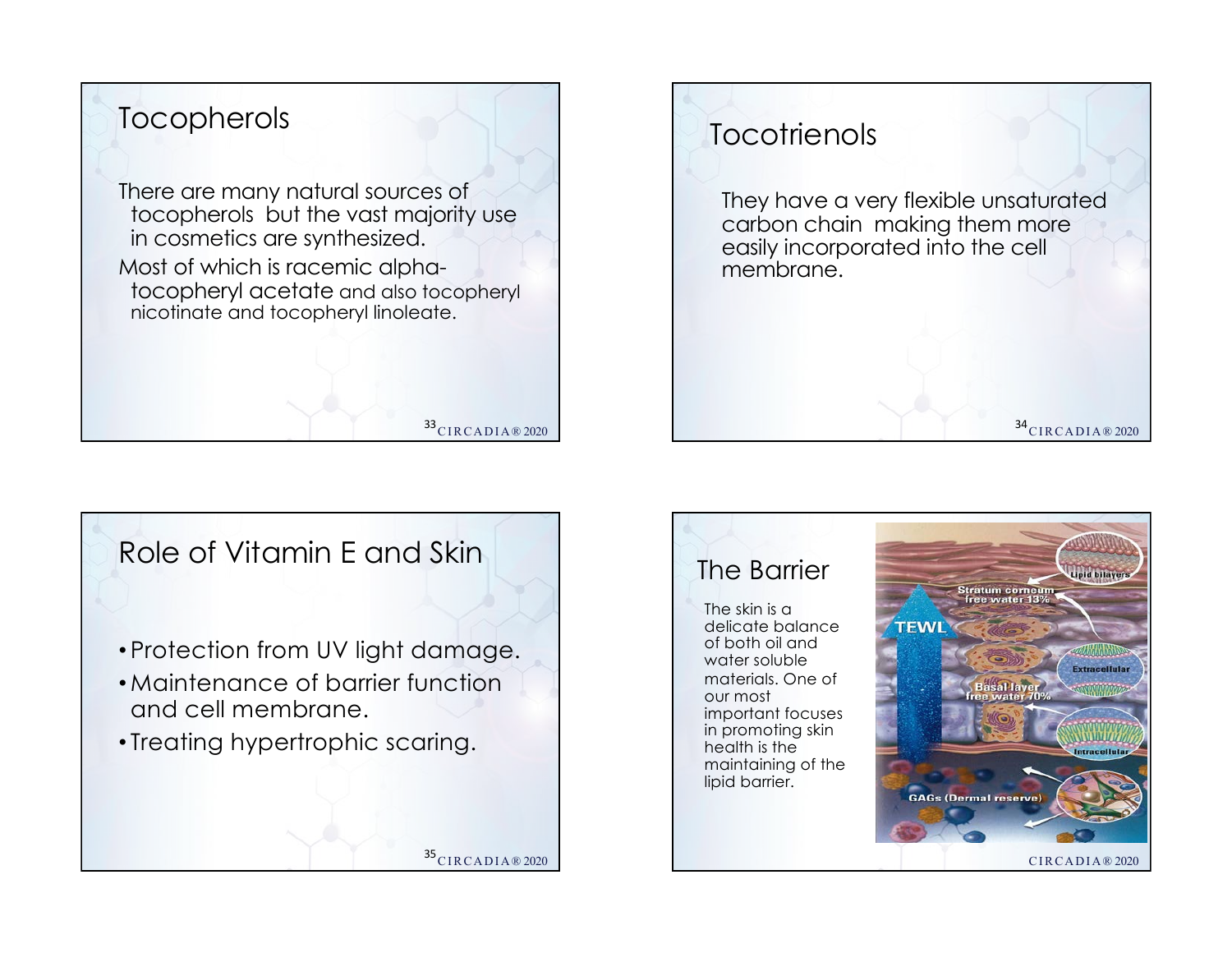## Tocopherols

There are many natural sources of tocopherols but the vast majority use in cosmetics are synthesized.

Most of which is racemic alpha-tocopheryl acetate and also tocopheryl nicotinate and tocopheryl linoleate.

## Tocotrienols

They have a very flexible unsaturated carbon chain making them more easily incorporated into the cell membrane.

## Role of Vitamin E and Skin

- Protection from UV light damage.
- Maintenance of barrier function and cell membrane.
- Treating hypertrophic scaring.

## The Barrier

The skin is a delicate balance of both oil and water soluble materials. One of our most important focuses in promoting skin health is the maintaining of the lipid barrier.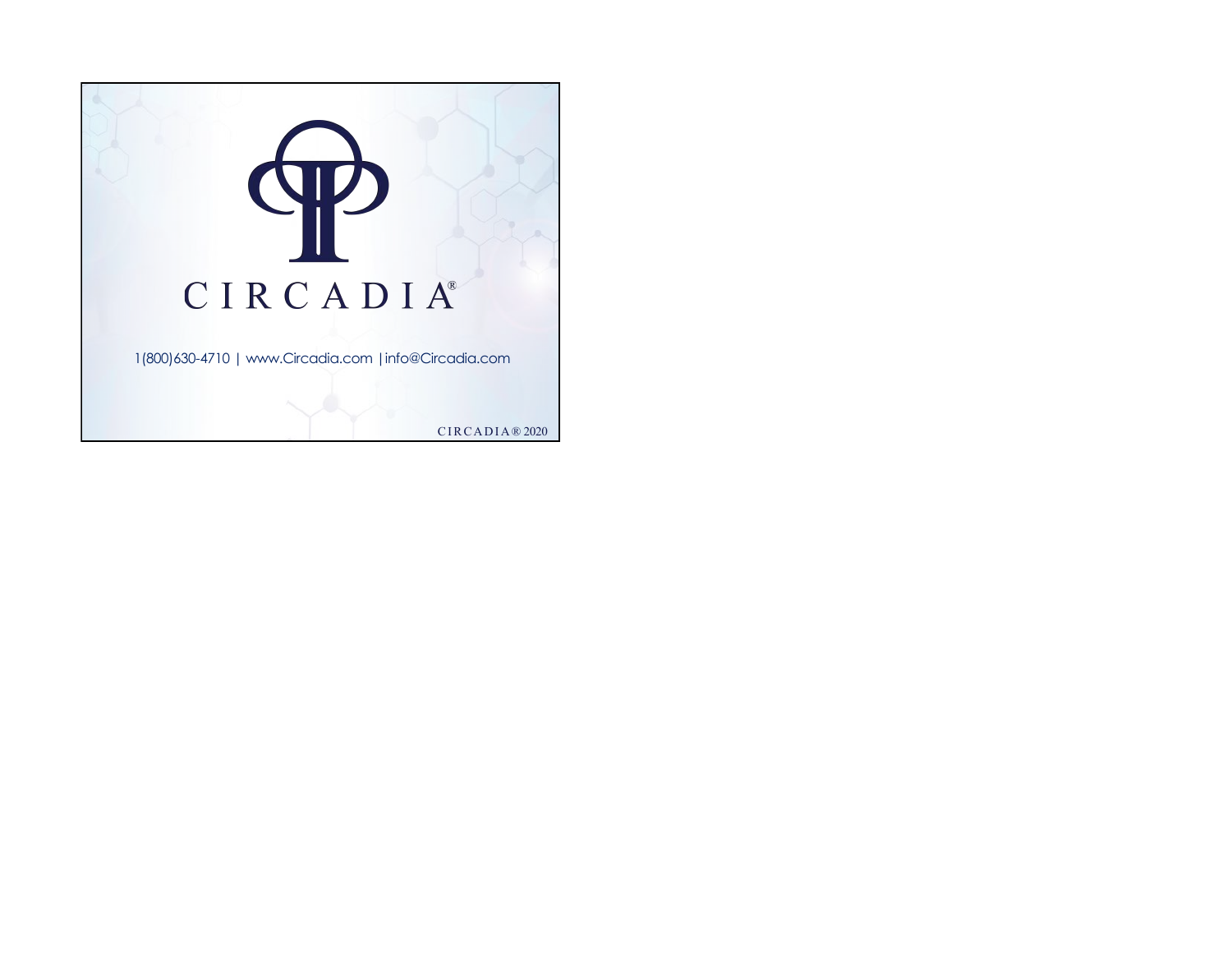CIRCADIA®

1(800)630-4710 | www.Circadia.com |info@Circadia.com

CIRCADIA® 2020